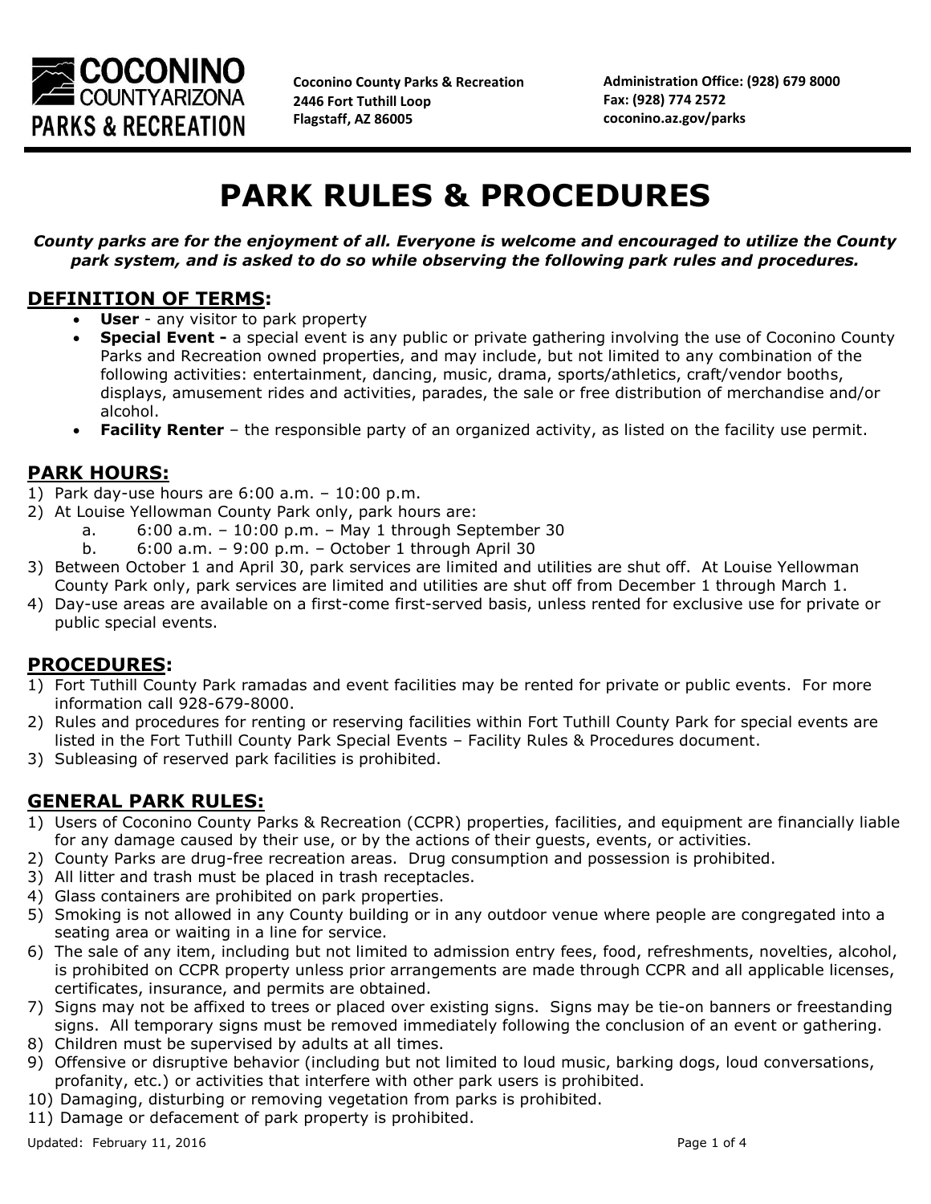**COCONINO COUNTY ARIZONA PARKS & RECREATION**

**Coconino County Parks & Recreation**
**2446 Fort Tuthill Loop**
**Flagstaff, AZ 86005**

**Administration Office: (928) 679 8000**
**Fax: (928) 774 2572**
**coconino.az.gov/parks**

# PARK RULES & PROCEDURES

***County parks are for the enjoyment of all. Everyone is welcome and encouraged to utilize the County park system, and is asked to do so while observing the following park rules and procedures.***

## DEFINITION OF TERMS:

- **User** - any visitor to park property
- **Special Event -** a special event is any public or private gathering involving the use of Coconino County Parks and Recreation owned properties, and may include, but not limited to any combination of the following activities: entertainment, dancing, music, drama, sports/athletics, craft/vendor booths, displays, amusement rides and activities, parades, the sale or free distribution of merchandise and/or alcohol.
- **Facility Renter** – the responsible party of an organized activity, as listed on the facility use permit.

## PARK HOURS:

1) Park day-use hours are 6:00 a.m. – 10:00 p.m.
2) At Louise Yellowman County Park only, park hours are:
   a. 6:00 a.m. – 10:00 p.m. – May 1 through September 30
   b. 6:00 a.m. – 9:00 p.m. – October 1 through April 30
3) Between October 1 and April 30, park services are limited and utilities are shut off. At Louise Yellowman County Park only, park services are limited and utilities are shut off from December 1 through March 1.
4) Day-use areas are available on a first-come first-served basis, unless rented for exclusive use for private or public special events.

## PROCEDURES:

1) Fort Tuthill County Park ramadas and event facilities may be rented for private or public events. For more information call 928-679-8000.
2) Rules and procedures for renting or reserving facilities within Fort Tuthill County Park for special events are listed in the Fort Tuthill County Park Special Events – Facility Rules & Procedures document.
3) Subleasing of reserved park facilities is prohibited.

## GENERAL PARK RULES:

1) Users of Coconino County Parks & Recreation (CCPR) properties, facilities, and equipment are financially liable for any damage caused by their use, or by the actions of their guests, events, or activities.
2) County Parks are drug-free recreation areas. Drug consumption and possession is prohibited.
3) All litter and trash must be placed in trash receptacles.
4) Glass containers are prohibited on park properties.
5) Smoking is not allowed in any County building or in any outdoor venue where people are congregated into a seating area or waiting in a line for service.
6) The sale of any item, including but not limited to admission entry fees, food, refreshments, novelties, alcohol, is prohibited on CCPR property unless prior arrangements are made through CCPR and all applicable licenses, certificates, insurance, and permits are obtained.
7) Signs may not be affixed to trees or placed over existing signs. Signs may be tie-on banners or freestanding signs. All temporary signs must be removed immediately following the conclusion of an event or gathering.
8) Children must be supervised by adults at all times.
9) Offensive or disruptive behavior (including but not limited to loud music, barking dogs, loud conversations, profanity, etc.) or activities that interfere with other park users is prohibited.
10) Damaging, disturbing or removing vegetation from parks is prohibited.
11) Damage or defacement of park property is prohibited.

Updated: February 11, 2016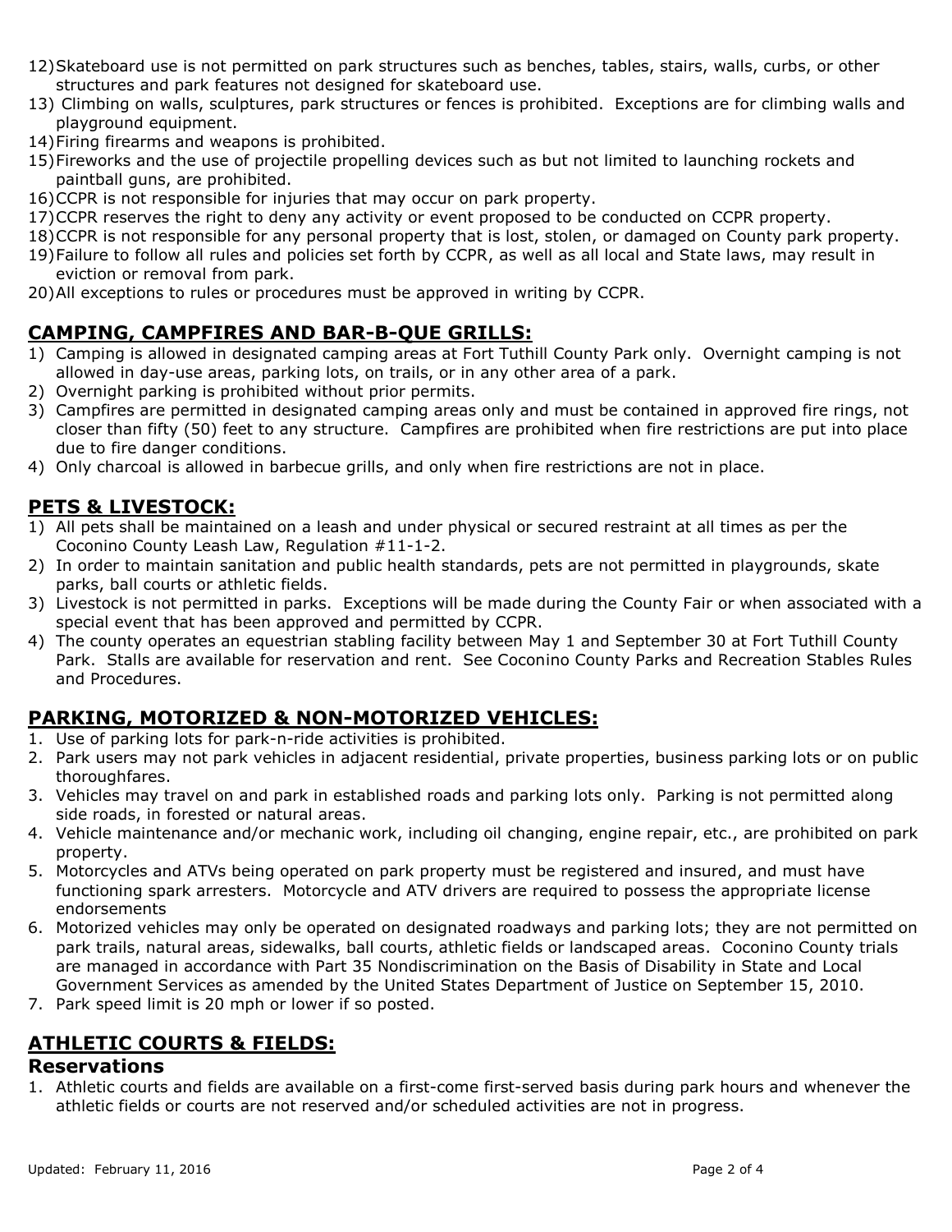12) Skateboard use is not permitted on park structures such as benches, tables, stairs, walls, curbs, or other structures and park features not designed for skateboard use.
13) Climbing on walls, sculptures, park structures or fences is prohibited. Exceptions are for climbing walls and playground equipment.
14) Firing firearms and weapons is prohibited.
15) Fireworks and the use of projectile propelling devices such as but not limited to launching rockets and paintball guns, are prohibited.
16) CCPR is not responsible for injuries that may occur on park property.
17) CCPR reserves the right to deny any activity or event proposed to be conducted on CCPR property.
18) CCPR is not responsible for any personal property that is lost, stolen, or damaged on County park property.
19) Failure to follow all rules and policies set forth by CCPR, as well as all local and State laws, may result in eviction or removal from park.
20) All exceptions to rules or procedures must be approved in writing by CCPR.

## CAMPING, CAMPFIRES AND BAR-B-QUE GRILLS:

1) Camping is allowed in designated camping areas at Fort Tuthill County Park only. Overnight camping is not allowed in day-use areas, parking lots, on trails, or in any other area of a park.
2) Overnight parking is prohibited without prior permits.
3) Campfires are permitted in designated camping areas only and must be contained in approved fire rings, not closer than fifty (50) feet to any structure. Campfires are prohibited when fire restrictions are put into place due to fire danger conditions.
4) Only charcoal is allowed in barbecue grills, and only when fire restrictions are not in place.

## PETS & LIVESTOCK:

1) All pets shall be maintained on a leash and under physical or secured restraint at all times as per the Coconino County Leash Law, Regulation #11-1-2.
2) In order to maintain sanitation and public health standards, pets are not permitted in playgrounds, skate parks, ball courts or athletic fields.
3) Livestock is not permitted in parks. Exceptions will be made during the County Fair or when associated with a special event that has been approved and permitted by CCPR.
4) The county operates an equestrian stabling facility between May 1 and September 30 at Fort Tuthill County Park. Stalls are available for reservation and rent. See Coconino County Parks and Recreation Stables Rules and Procedures.

## PARKING, MOTORIZED & NON-MOTORIZED VEHICLES:

1. Use of parking lots for park-n-ride activities is prohibited.
2. Park users may not park vehicles in adjacent residential, private properties, business parking lots or on public thoroughfares.
3. Vehicles may travel on and park in established roads and parking lots only. Parking is not permitted along side roads, in forested or natural areas.
4. Vehicle maintenance and/or mechanic work, including oil changing, engine repair, etc., are prohibited on park property.
5. Motorcycles and ATVs being operated on park property must be registered and insured, and must have functioning spark arresters. Motorcycle and ATV drivers are required to possess the appropriate license endorsements
6. Motorized vehicles may only be operated on designated roadways and parking lots; they are not permitted on park trails, natural areas, sidewalks, ball courts, athletic fields or landscaped areas. Coconino County trials are managed in accordance with Part 35 Nondiscrimination on the Basis of Disability in State and Local Government Services as amended by the United States Department of Justice on September 15, 2010.
7. Park speed limit is 20 mph or lower if so posted.

## ATHLETIC COURTS & FIELDS:

### Reservations

1. Athletic courts and fields are available on a first-come first-served basis during park hours and whenever the athletic fields or courts are not reserved and/or scheduled activities are not in progress.

Updated: February 11, 2016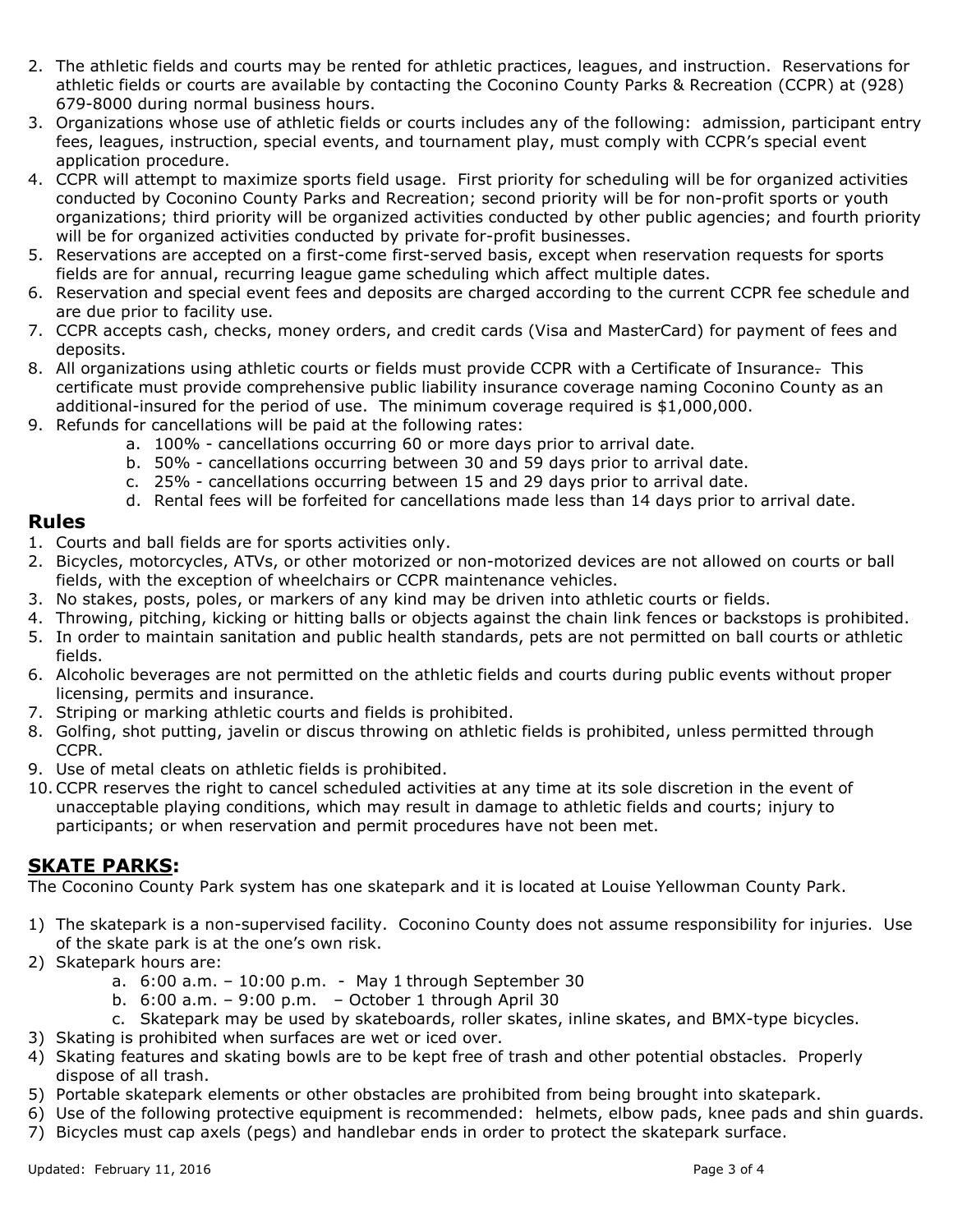2. The athletic fields and courts may be rented for athletic practices, leagues, and instruction. Reservations for athletic fields or courts are available by contacting the Coconino County Parks & Recreation (CCPR) at (928) 679-8000 during normal business hours.
3. Organizations whose use of athletic fields or courts includes any of the following: admission, participant entry fees, leagues, instruction, special events, and tournament play, must comply with CCPR's special event application procedure.
4. CCPR will attempt to maximize sports field usage. First priority for scheduling will be for organized activities conducted by Coconino County Parks and Recreation; second priority will be for non-profit sports or youth organizations; third priority will be organized activities conducted by other public agencies; and fourth priority will be for organized activities conducted by private for-profit businesses.
5. Reservations are accepted on a first-come first-served basis, except when reservation requests for sports fields are for annual, recurring league game scheduling which affect multiple dates.
6. Reservation and special event fees and deposits are charged according to the current CCPR fee schedule and are due prior to facility use.
7. CCPR accepts cash, checks, money orders, and credit cards (Visa and MasterCard) for payment of fees and deposits.
8. All organizations using athletic courts or fields must provide CCPR with a Certificate of Insurance. This certificate must provide comprehensive public liability insurance coverage naming Coconino County as an additional-insured for the period of use. The minimum coverage required is $1,000,000.
9. Refunds for cancellations will be paid at the following rates:
    a. 100% - cancellations occurring 60 or more days prior to arrival date.
    b. 50% - cancellations occurring between 30 and 59 days prior to arrival date.
    c. 25% - cancellations occurring between 15 and 29 days prior to arrival date.
    d. Rental fees will be forfeited for cancellations made less than 14 days prior to arrival date.

### Rules

1. Courts and ball fields are for sports activities only.
2. Bicycles, motorcycles, ATVs, or other motorized or non-motorized devices are not allowed on courts or ball fields, with the exception of wheelchairs or CCPR maintenance vehicles.
3. No stakes, posts, poles, or markers of any kind may be driven into athletic courts or fields.
4. Throwing, pitching, kicking or hitting balls or objects against the chain link fences or backstops is prohibited.
5. In order to maintain sanitation and public health standards, pets are not permitted on ball courts or athletic fields.
6. Alcoholic beverages are not permitted on the athletic fields and courts during public events without proper licensing, permits and insurance.
7. Striping or marking athletic courts and fields is prohibited.
8. Golfing, shot putting, javelin or discus throwing on athletic fields is prohibited, unless permitted through CCPR.
9. Use of metal cleats on athletic fields is prohibited.
10. CCPR reserves the right to cancel scheduled activities at any time at its sole discretion in the event of unacceptable playing conditions, which may result in damage to athletic fields and courts; injury to participants; or when reservation and permit procedures have not been met.

## SKATE PARKS:

The Coconino County Park system has one skatepark and it is located at Louise Yellowman County Park.

1) The skatepark is a non-supervised facility. Coconino County does not assume responsibility for injuries. Use of the skate park is at the one's own risk.
2) Skatepark hours are:
    a. 6:00 a.m. – 10:00 p.m. - May 1 through September 30
    b. 6:00 a.m. – 9:00 p.m. – October 1 through April 30
    c. Skatepark may be used by skateboards, roller skates, inline skates, and BMX-type bicycles.
3) Skating is prohibited when surfaces are wet or iced over.
4) Skating features and skating bowls are to be kept free of trash and other potential obstacles. Properly dispose of all trash.
5) Portable skatepark elements or other obstacles are prohibited from being brought into skatepark.
6) Use of the following protective equipment is recommended: helmets, elbow pads, knee pads and shin guards.
7) Bicycles must cap axels (pegs) and handlebar ends in order to protect the skatepark surface.

Updated: February 11, 2016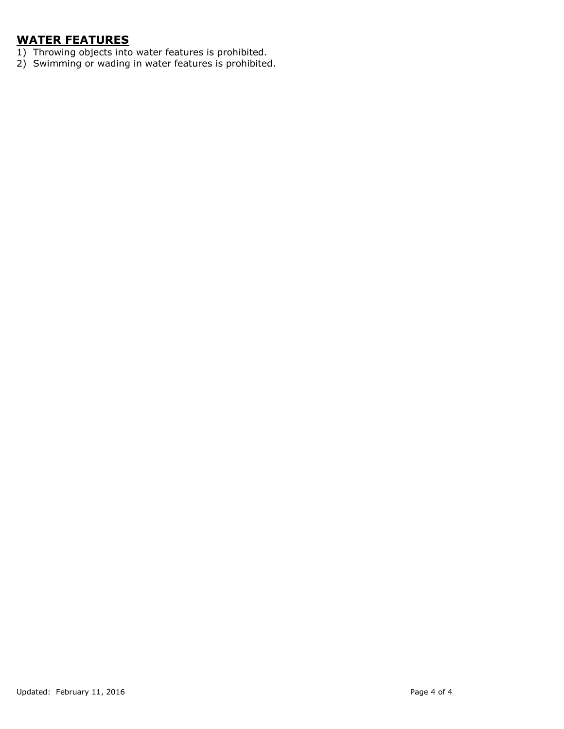## WATER FEATURES

1) Throwing objects into water features is prohibited.
2) Swimming or wading in water features is prohibited.

Updated: February 11, 2016